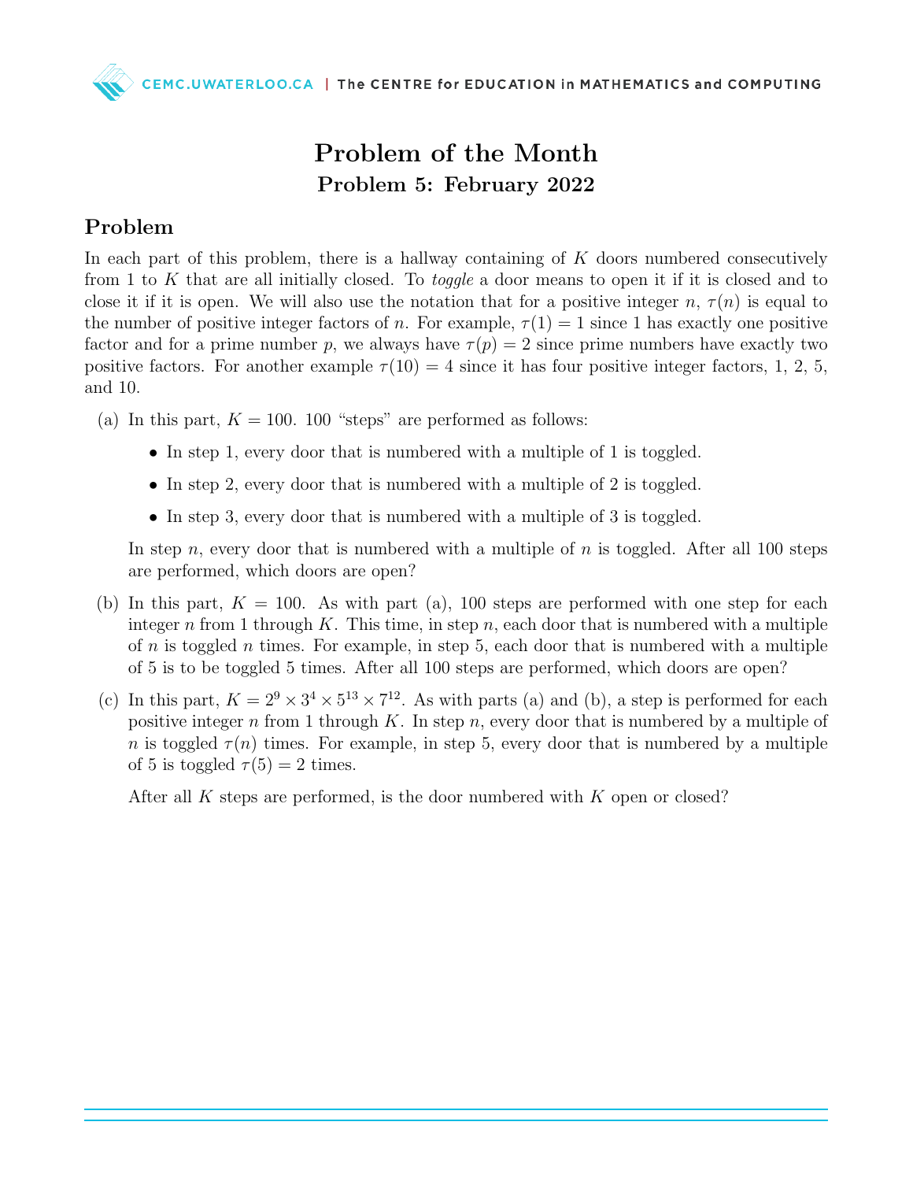# Problem of the Month

## Problem 5: February 2022

## Problem

In each part of this problem, there is a hallway containing of $K$ doors numbered consecutively from 1 to $K$ that are all initially closed. To *toggle* a door means to open it if it is closed and to close it if it is open. We will also use the notation that for a positive integer $n$, $\tau(n)$ is equal to the number of positive integer factors of $n$. For example, $\tau(1) = 1$ since 1 has exactly one positive factor and for a prime number $p$, we always have $\tau(p) = 2$ since prime numbers have exactly two positive factors. For another example $\tau(10) = 4$ since it has four positive integer factors, 1, 2, 5, and 10.

(a) In this part, $K = 100$. 100 "steps" are performed as follows:

- In step 1, every door that is numbered with a multiple of 1 is toggled.
- In step 2, every door that is numbered with a multiple of 2 is toggled.
- In step 3, every door that is numbered with a multiple of 3 is toggled.

In step $n$, every door that is numbered with a multiple of $n$ is toggled. After all 100 steps are performed, which doors are open?

(b) In this part, $K = 100$. As with part (a), 100 steps are performed with one step for each integer $n$ from 1 through $K$. This time, in step $n$, each door that is numbered with a multiple of $n$ is toggled $n$ times. For example, in step 5, each door that is numbered with a multiple of 5 is to be toggled 5 times. After all 100 steps are performed, which doors are open?

(c) In this part, $K = 2^9 \times 3^4 \times 5^{13} \times 7^{12}$. As with parts (a) and (b), a step is performed for each positive integer $n$ from 1 through $K$. In step $n$, every door that is numbered by a multiple of $n$ is toggled $\tau(n)$ times. For example, in step 5, every door that is numbered by a multiple of 5 is toggled $\tau(5) = 2$ times.

After all $K$ steps are performed, is the door numbered with $K$ open or closed?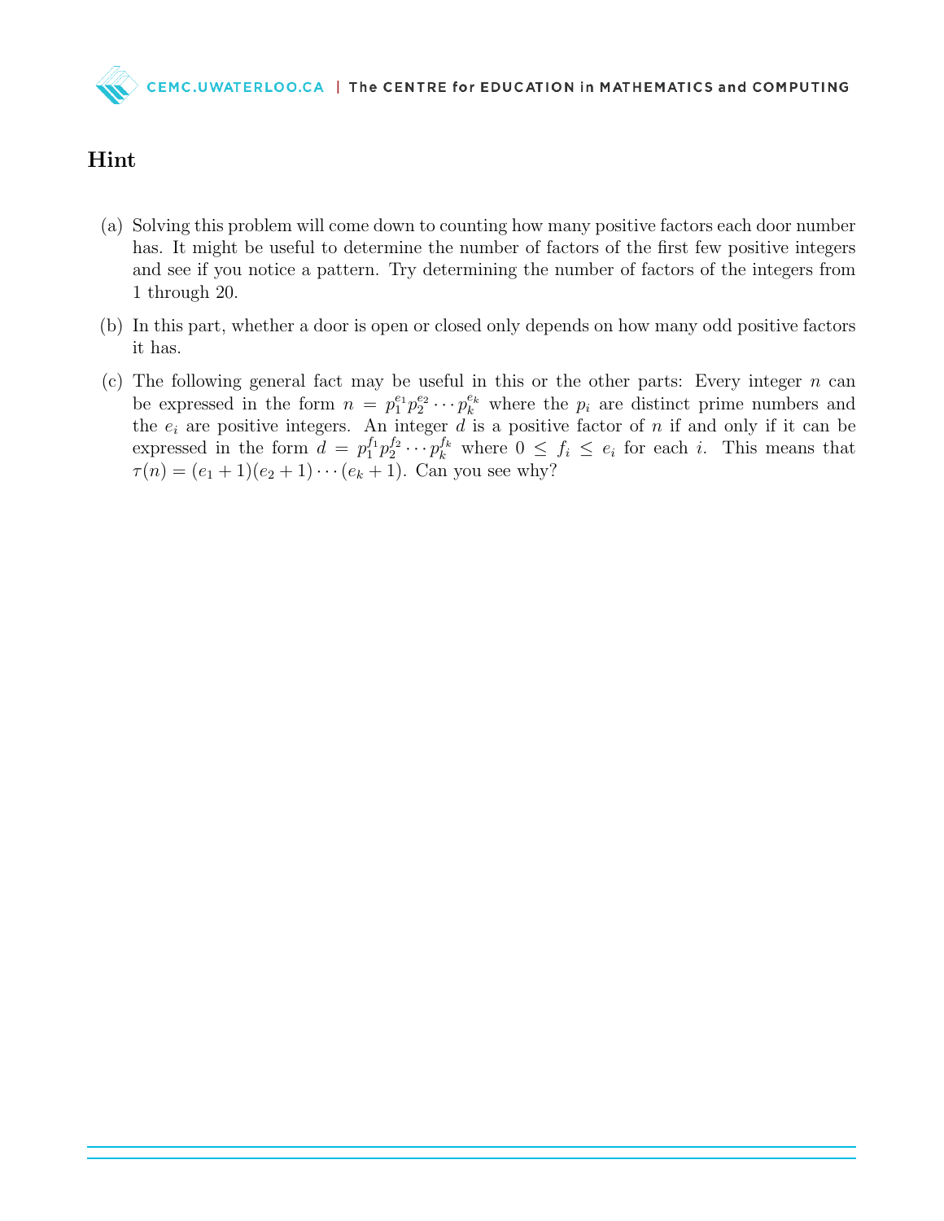## Hint

(a) Solving this problem will come down to counting how many positive factors each door number has. It might be useful to determine the number of factors of the first few positive integers and see if you notice a pattern. Try determining the number of factors of the integers from 1 through 20.

(b) In this part, whether a door is open or closed only depends on how many odd positive factors it has.

(c) The following general fact may be useful in this or the other parts: Every integer $n$ can be expressed in the form $n = p_1^{e_1} p_2^{e_2} \cdots p_k^{e_k}$ where the $p_i$ are distinct prime numbers and the $e_i$ are positive integers. An integer $d$ is a positive factor of $n$ if and only if it can be expressed in the form $d = p_1^{f_1} p_2^{f_2} \cdots p_k^{f_k}$ where $0 \leq f_i \leq e_i$ for each $i$. This means that $\tau(n) = (e_1 + 1)(e_2 + 1) \cdots (e_k + 1)$. Can you see why?